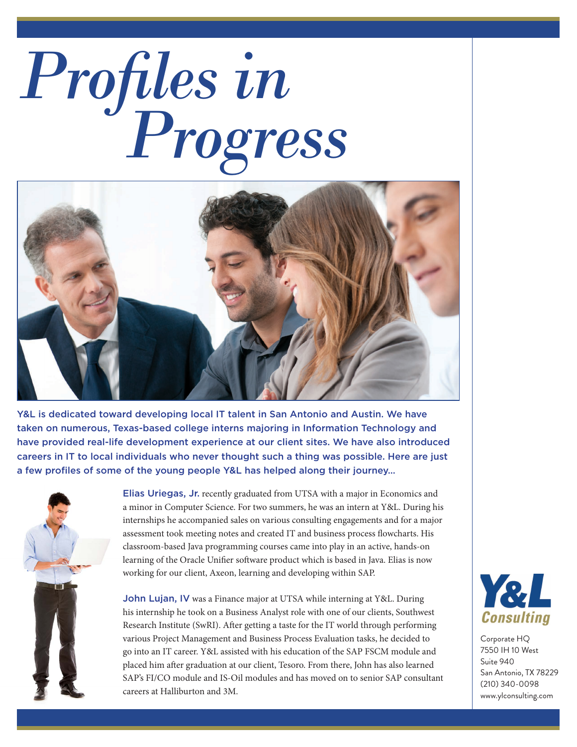# *Profiles in Progress*

**Y&L is dedicated toward developing local IT talent in San Antonio and Austin. We have taken on numerous, Texas-based college interns majoring in Information Technology and have provided real-life development experience at our client sites. We have also introduced careers in IT to local individuals who never thought such a thing was possible. Here are just a few profiles of some of the young people Y&L has helped along their journey...**

**Elias Uriegas, Jr.** recently graduated from UTSA with a major in Economics and a minor in Computer Science. For two summers, he was an intern at Y&L. During his internships he accompanied sales on various consulting engagements and for a major assessment took meeting notes and created IT and business process flowcharts. His classroom-based Java programming courses came into play in an active, hands-on learning of the Oracle Unifier software product which is based in Java. Elias is now working for our client, Axeon, learning and developing within SAP.

**John Lujan, IV** was a Finance major at UTSA while interning at Y&L. During his internship he took on a Business Analyst role with one of our clients, Southwest Research Institute (SwRI). After getting a taste for the IT world through performing various Project Management and Business Process Evaluation tasks, he decided to go into an IT career. Y&L assisted with his education of the SAP FSCM module and placed him after graduation at our client, Tesoro. From there, John has also learned SAP's FI/CO module and IS-Oil modules and has moved on to senior SAP consultant careers at Halliburton and 3M.

**Y&L Consulting**

Corporate HQ
7550 IH 10 West
Suite 940
San Antonio, TX 78229
(210) 340-0098
www.ylconsulting.com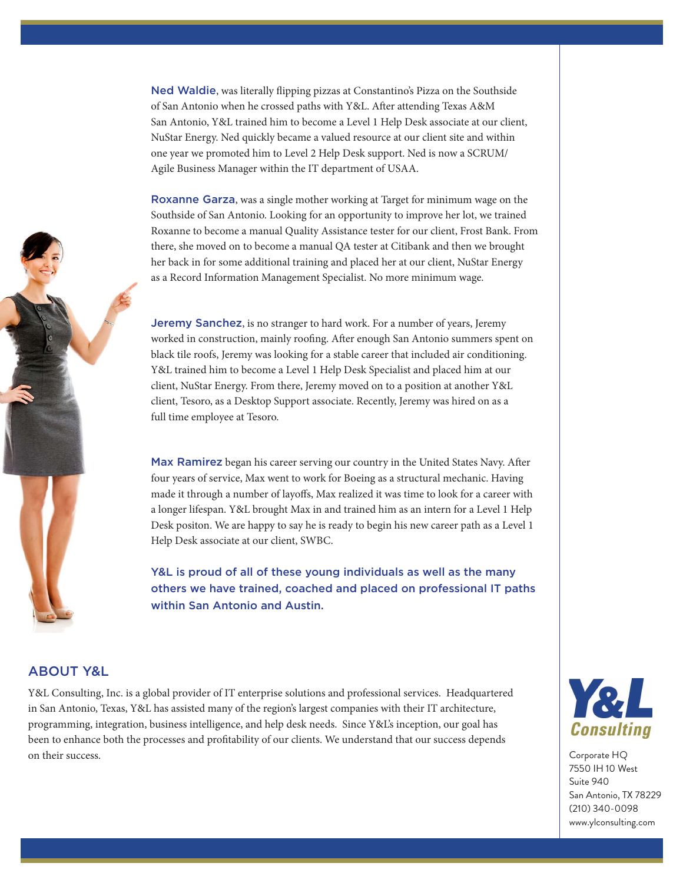**Ned Waldie**, was literally flipping pizzas at Constantino's Pizza on the Southside of San Antonio when he crossed paths with Y&L. After attending Texas A&M San Antonio, Y&L trained him to become a Level 1 Help Desk associate at our client, NuStar Energy. Ned quickly became a valued resource at our client site and within one year we promoted him to Level 2 Help Desk support. Ned is now a SCRUM/ Agile Business Manager within the IT department of USAA.

**Roxanne Garza**, was a single mother working at Target for minimum wage on the Southside of San Antonio. Looking for an opportunity to improve her lot, we trained Roxanne to become a manual Quality Assistance tester for our client, Frost Bank. From there, she moved on to become a manual QA tester at Citibank and then we brought her back in for some additional training and placed her at our client, NuStar Energy as a Record Information Management Specialist. No more minimum wage.

**Jeremy Sanchez**, is no stranger to hard work. For a number of years, Jeremy worked in construction, mainly roofing. After enough San Antonio summers spent on black tile roofs, Jeremy was looking for a stable career that included air conditioning. Y&L trained him to become a Level 1 Help Desk Specialist and placed him at our client, NuStar Energy. From there, Jeremy moved on to a position at another Y&L client, Tesoro, as a Desktop Support associate. Recently, Jeremy was hired on as a full time employee at Tesoro.

**Max Ramirez** began his career serving our country in the United States Navy. After four years of service, Max went to work for Boeing as a structural mechanic. Having made it through a number of layoffs, Max realized it was time to look for a career with a longer lifespan. Y&L brought Max in and trained him as an intern for a Level 1 Help Desk positon. We are happy to say he is ready to begin his new career path as a Level 1 Help Desk associate at our client, SWBC.

**Y&L is proud of all of these young individuals as well as the many others we have trained, coached and placed on professional IT paths within San Antonio and Austin.**

## ABOUT Y&L

Y&L Consulting, Inc. is a global provider of IT enterprise solutions and professional services. Headquartered in San Antonio, Texas, Y&L has assisted many of the region's largest companies with their IT architecture, programming, integration, business intelligence, and help desk needs. Since Y&L's inception, our goal has been to enhance both the processes and profitability of our clients. We understand that our success depends on their success.

**Y&L Consulting**

Corporate HQ
7550 IH 10 West
Suite 940
San Antonio, TX 78229
(210) 340-0098
www.ylconsulting.com